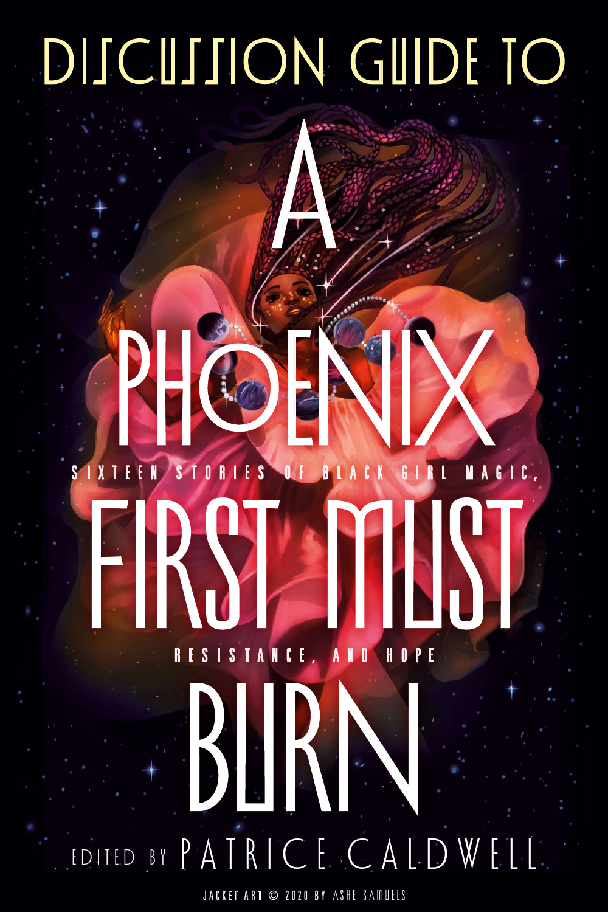# DISCUSSION GUIDE TO

# A PHOENIX FIRST MUST BURN

SIXTEEN STORIES OF BLACK GIRL MAGIC, RESISTANCE, AND HOPE

EDITED BY PATRICE CALDWELL

JACKET ART © 2020 BY ASHE SAMUELS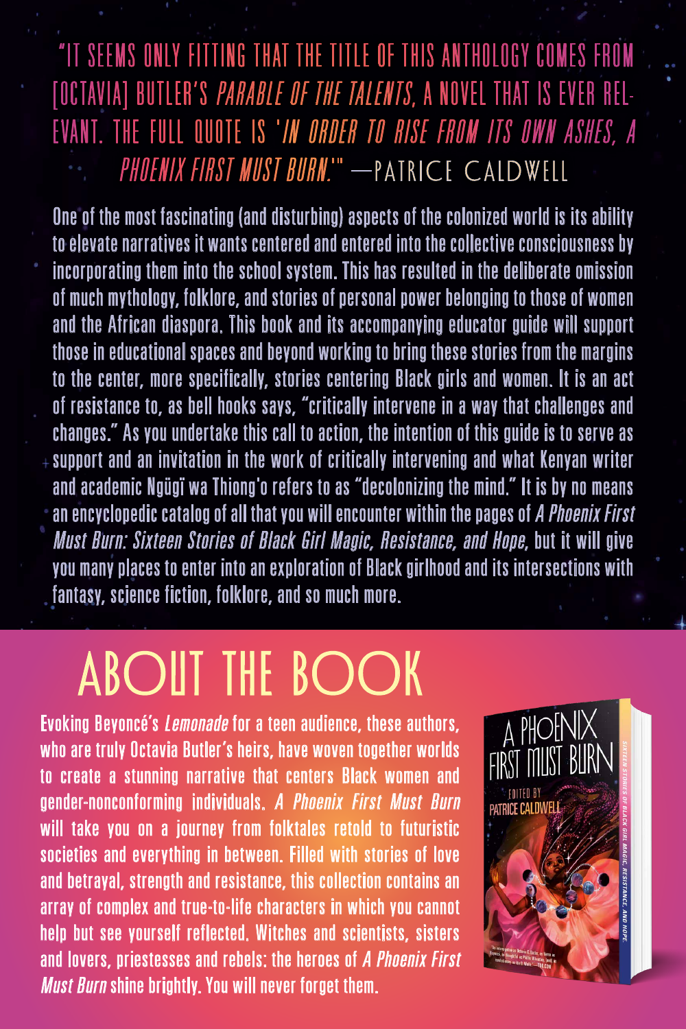"IT SEEMS ONLY FITTING THAT THE TITLE OF THIS ANTHOLOGY COMES FROM [OCTAVIA] BUTLER'S *PARABLE OF THE TALENTS*, A NOVEL THAT IS EVER RELEVANT. THE FULL QUOTE IS '*IN ORDER TO RISE FROM ITS OWN ASHES, A PHOENIX FIRST MUST BURN*.'" —PATRICE CALDWELL

One of the most fascinating (and disturbing) aspects of the colonized world is its ability to elevate narratives it wants centered and entered into the collective consciousness by incorporating them into the school system. This has resulted in the deliberate omission of much mythology, folklore, and stories of personal power belonging to those of women and the African diaspora. This book and its accompanying educator guide will support those in educational spaces and beyond working to bring these stories from the margins to the center, more specifically, stories centering Black girls and women. It is an act of resistance to, as bell hooks says, "critically intervene in a way that challenges and changes." As you undertake this call to action, the intention of this guide is to serve as support and an invitation in the work of critically intervening and what Kenyan writer and academic Ngũgĩ wa Thiong'o refers to as "decolonizing the mind." It is by no means an encyclopedic catalog of all that you will encounter within the pages of *A Phoenix First Must Burn: Sixteen Stories of Black Girl Magic, Resistance, and Hope*, but it will give you many places to enter into an exploration of Black girlhood and its intersections with fantasy, science fiction, folklore, and so much more.

# ABOUT THE BOOK

Evoking Beyoncé's *Lemonade* for a teen audience, these authors, who are truly Octavia Butler's heirs, have woven together worlds to create a stunning narrative that centers Black women and gender-nonconforming individuals. *A Phoenix First Must Burn* will take you on a journey from folktales retold to futuristic societies and everything in between. Filled with stories of love and betrayal, strength and resistance, this collection contains an array of complex and true-to-life characters in which you cannot help but see yourself reflected. Witches and scientists, sisters and lovers, priestesses and rebels: the heroes of *A Phoenix First Must Burn* shine brightly. You will never forget them.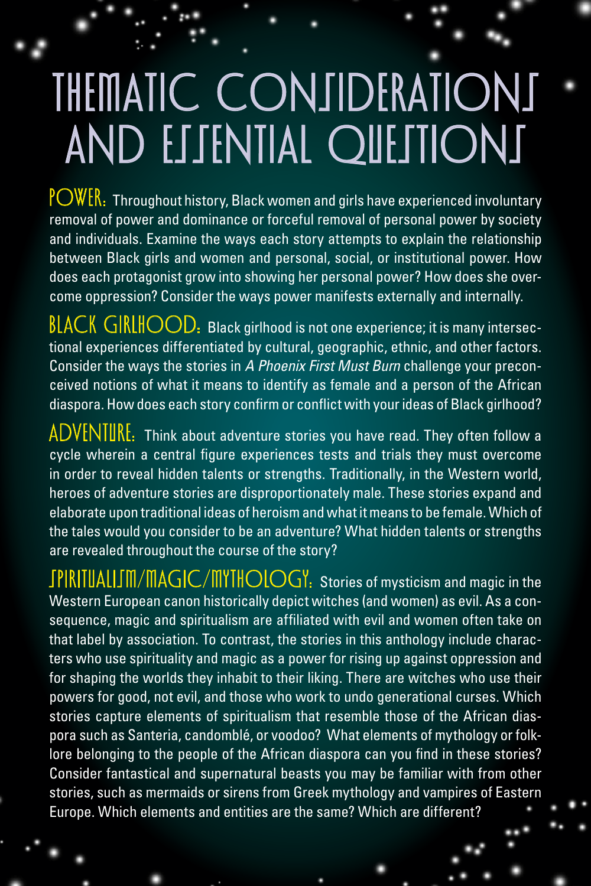# THEMATIC CONSIDERATIONS AND ESSENTIAL QUESTIONS

**POWER:** Throughout history, Black women and girls have experienced involuntary removal of power and dominance or forceful removal of personal power by society and individuals. Examine the ways each story attempts to explain the relationship between Black girls and women and personal, social, or institutional power. How does each protagonist grow into showing her personal power? How does she overcome oppression? Consider the ways power manifests externally and internally.

**BLACK GIRLHOOD:** Black girlhood is not one experience; it is many intersectional experiences differentiated by cultural, geographic, ethnic, and other factors. Consider the ways the stories in *A Phoenix First Must Burn* challenge your preconceived notions of what it means to identify as female and a person of the African diaspora. How does each story confirm or conflict with your ideas of Black girlhood?

**ADVENTURE:** Think about adventure stories you have read. They often follow a cycle wherein a central figure experiences tests and trials they must overcome in order to reveal hidden talents or strengths. Traditionally, in the Western world, heroes of adventure stories are disproportionately male. These stories expand and elaborate upon traditional ideas of heroism and what it means to be female. Which of the tales would you consider to be an adventure? What hidden talents or strengths are revealed throughout the course of the story?

**SPIRITUALISM/MAGIC/MYTHOLOGY:** Stories of mysticism and magic in the Western European canon historically depict witches (and women) as evil. As a consequence, magic and spiritualism are affiliated with evil and women often take on that label by association. To contrast, the stories in this anthology include characters who use spirituality and magic as a power for rising up against oppression and for shaping the worlds they inhabit to their liking. There are witches who use their powers for good, not evil, and those who work to undo generational curses. Which stories capture elements of spiritualism that resemble those of the African diaspora such as Santeria, candomblé, or voodoo? What elements of mythology or folklore belonging to the people of the African diaspora can you find in these stories? Consider fantastical and supernatural beasts you may be familiar with from other stories, such as mermaids or sirens from Greek mythology and vampires of Eastern Europe. Which elements and entities are the same? Which are different?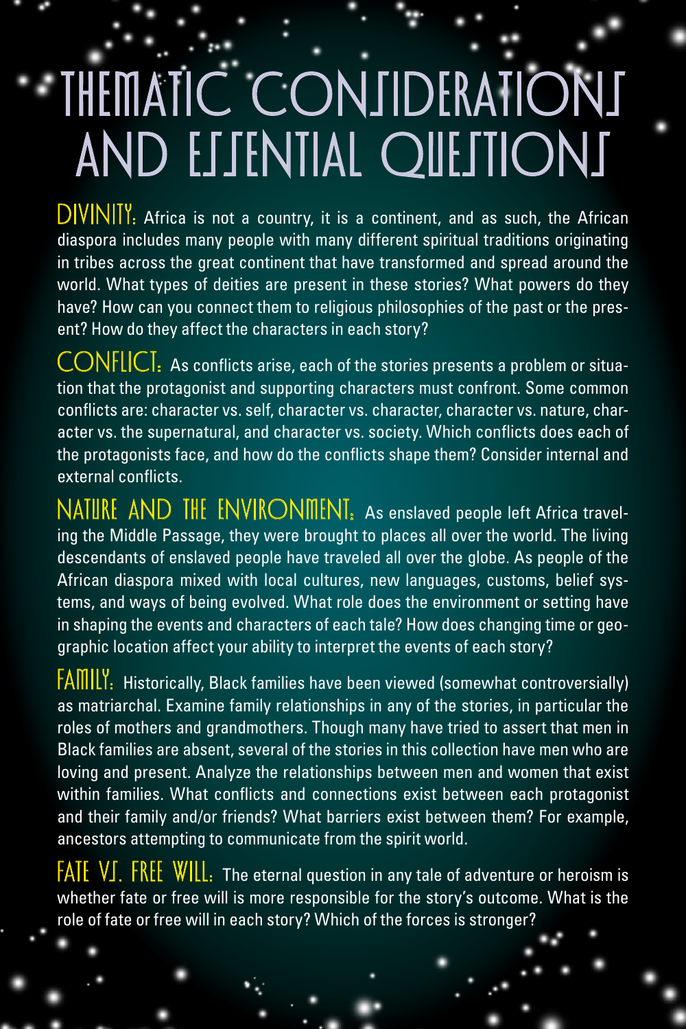# THEMATIC CONSIDERATIONS AND ESSENTIAL QUESTIONS

**DIVINITY:** Africa is not a country, it is a continent, and as such, the African diaspora includes many people with many different spiritual traditions originating in tribes across the great continent that have transformed and spread around the world. What types of deities are present in these stories? What powers do they have? How can you connect them to religious philosophies of the past or the present? How do they affect the characters in each story?

**CONFLICT:** As conflicts arise, each of the stories presents a problem or situation that the protagonist and supporting characters must confront. Some common conflicts are: character vs. self, character vs. character, character vs. nature, character vs. the supernatural, and character vs. society. Which conflicts does each of the protagonists face, and how do the conflicts shape them? Consider internal and external conflicts.

**NATURE AND THE ENVIRONMENT:** As enslaved people left Africa traveling the Middle Passage, they were brought to places all over the world. The living descendants of enslaved people have traveled all over the globe. As people of the African diaspora mixed with local cultures, new languages, customs, belief systems, and ways of being evolved. What role does the environment or setting have in shaping the events and characters of each tale? How does changing time or geographic location affect your ability to interpret the events of each story?

**FAMILY:** Historically, Black families have been viewed (somewhat controversially) as matriarchal. Examine family relationships in any of the stories, in particular the roles of mothers and grandmothers. Though many have tried to assert that men in Black families are absent, several of the stories in this collection have men who are loving and present. Analyze the relationships between men and women that exist within families. What conflicts and connections exist between each protagonist and their family and/or friends? What barriers exist between them? For example, ancestors attempting to communicate from the spirit world.

**FATE VS. FREE WILL:** The eternal question in any tale of adventure or heroism is whether fate or free will is more responsible for the story's outcome. What is the role of fate or free will in each story? Which of the forces is stronger?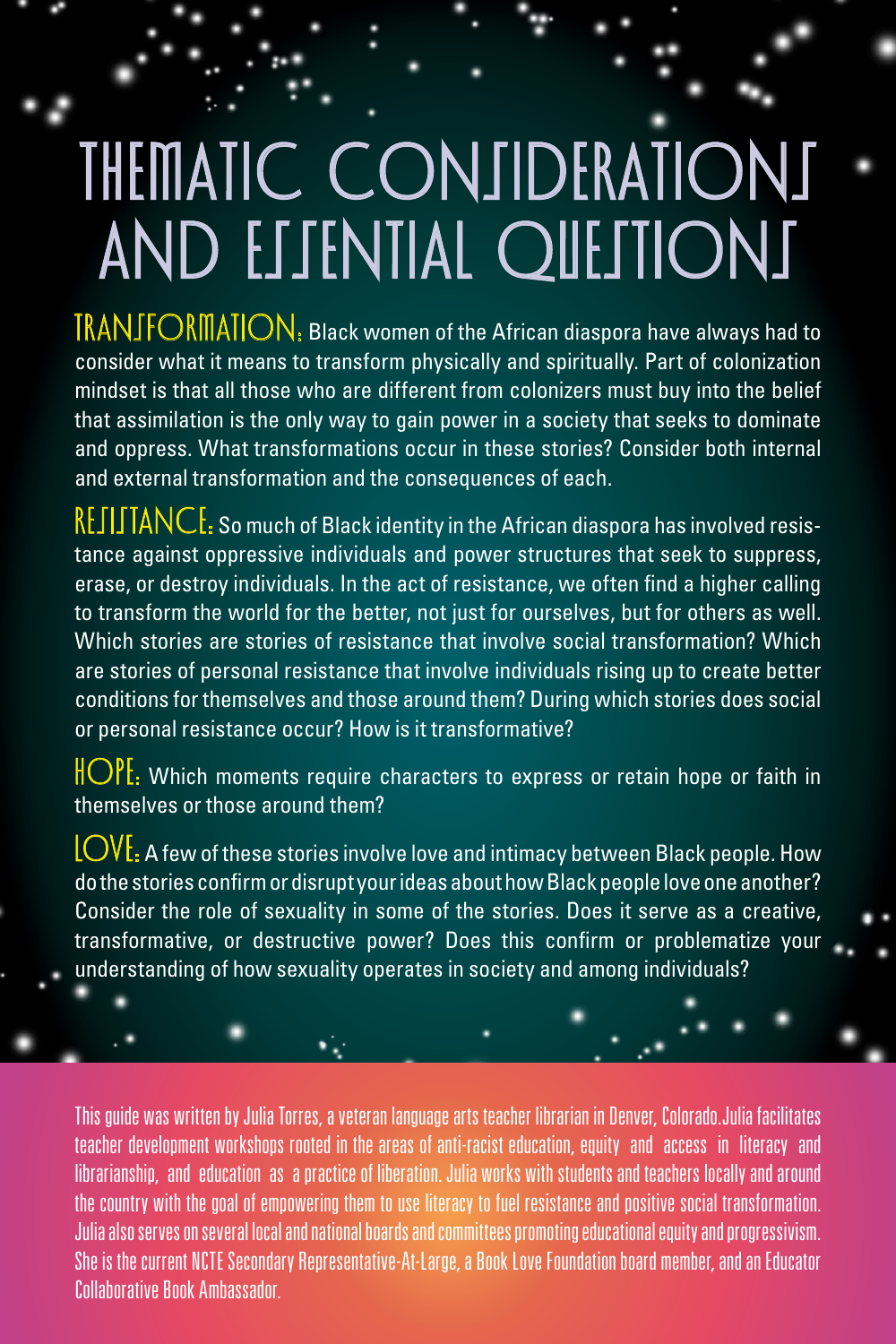# THEMATIC CONSIDERATIONS AND ESSENTIAL QUESTIONS

**TRANSFORMATION:** Black women of the African diaspora have always had to consider what it means to transform physically and spiritually. Part of colonization mindset is that all those who are different from colonizers must buy into the belief that assimilation is the only way to gain power in a society that seeks to dominate and oppress. What transformations occur in these stories? Consider both internal and external transformation and the consequences of each.

**RESISTANCE:** So much of Black identity in the African diaspora has involved resistance against oppressive individuals and power structures that seek to suppress, erase, or destroy individuals. In the act of resistance, we often find a higher calling to transform the world for the better, not just for ourselves, but for others as well. Which stories are stories of resistance that involve social transformation? Which are stories of personal resistance that involve individuals rising up to create better conditions for themselves and those around them? During which stories does social or personal resistance occur? How is it transformative?

**HOPE:** Which moments require characters to express or retain hope or faith in themselves or those around them?

**LOVE:** A few of these stories involve love and intimacy between Black people. How do the stories confirm or disrupt your ideas about how Black people love one another? Consider the role of sexuality in some of the stories. Does it serve as a creative, transformative, or destructive power? Does this confirm or problematize your understanding of how sexuality operates in society and among individuals?

This guide was written by Julia Torres, a veteran language arts teacher librarian in Denver, Colorado. Julia facilitates teacher development workshops rooted in the areas of anti-racist education, equity and access in literacy and librarianship, and education as a practice of liberation. Julia works with students and teachers locally and around the country with the goal of empowering them to use literacy to fuel resistance and positive social transformation. Julia also serves on several local and national boards and committees promoting educational equity and progressivism. She is the current NCTE Secondary Representative-At-Large, a Book Love Foundation board member, and an Educator Collaborative Book Ambassador.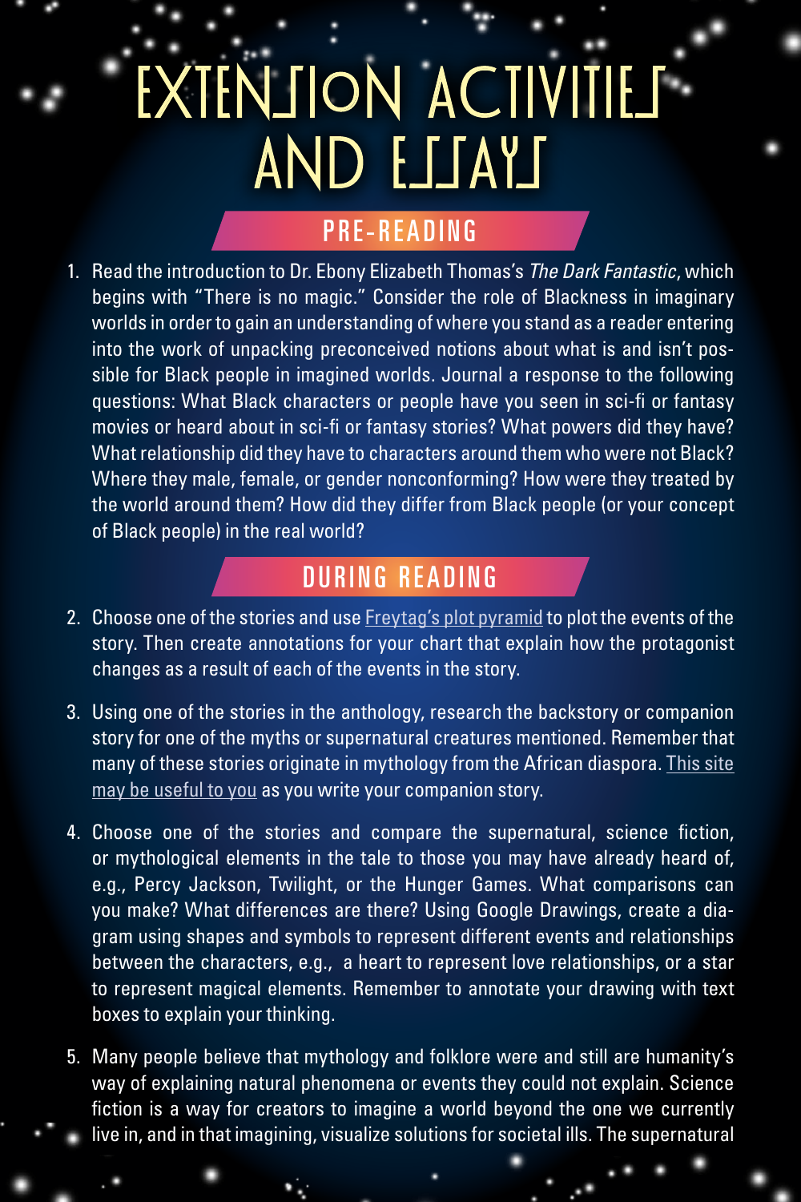# EXTENSION ACTIVITIES AND ESSAYS

## PRE-READING

1. Read the introduction to Dr. Ebony Elizabeth Thomas's *The Dark Fantastic*, which begins with "There is no magic." Consider the role of Blackness in imaginary worlds in order to gain an understanding of where you stand as a reader entering into the work of unpacking preconceived notions about what is and isn't possible for Black people in imagined worlds. Journal a response to the following questions: What Black characters or people have you seen in sci-fi or fantasy movies or heard about in sci-fi or fantasy stories? What powers did they have? What relationship did they have to characters around them who were not Black? Where they male, female, or gender nonconforming? How were they treated by the world around them? How did they differ from Black people (or your concept of Black people) in the real world?

## DURING READING

2. Choose one of the stories and use Freytag's plot pyramid to plot the events of the story. Then create annotations for your chart that explain how the protagonist changes as a result of each of the events in the story.

3. Using one of the stories in the anthology, research the backstory or companion story for one of the myths or supernatural creatures mentioned. Remember that many of these stories originate in mythology from the African diaspora. This site may be useful to you as you write your companion story.

4. Choose one of the stories and compare the supernatural, science fiction, or mythological elements in the tale to those you may have already heard of, e.g., Percy Jackson, Twilight, or the Hunger Games. What comparisons can you make? What differences are there? Using Google Drawings, create a diagram using shapes and symbols to represent different events and relationships between the characters, e.g., a heart to represent love relationships, or a star to represent magical elements. Remember to annotate your drawing with text boxes to explain your thinking.

5. Many people believe that mythology and folklore were and still are humanity's way of explaining natural phenomena or events they could not explain. Science fiction is a way for creators to imagine a world beyond the one we currently live in, and in that imagining, visualize solutions for societal ills. The supernatural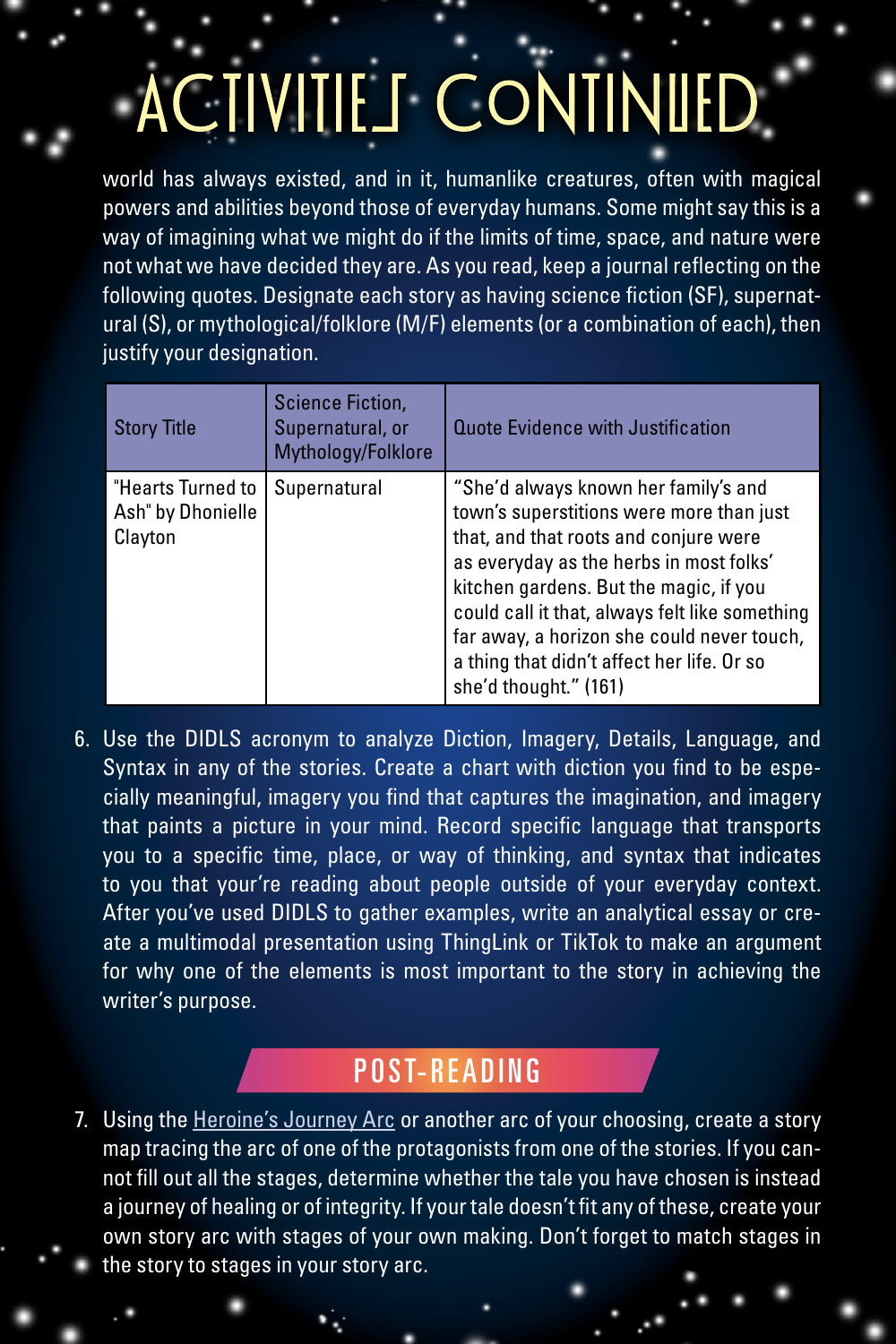# ACTIVITIES CONTINUED

world has always existed, and in it, humanlike creatures, often with magical powers and abilities beyond those of everyday humans. Some might say this is a way of imagining what we might do if the limits of time, space, and nature were not what we have decided they are. As you read, keep a journal reflecting on the following quotes. Designate each story as having science fiction (SF), supernatural (S), or mythological/folklore (M/F) elements (or a combination of each), then justify your designation.

| Story Title | Science Fiction, Supernatural, or Mythology/Folklore | Quote Evidence with Justification |
|---|---|---|
| "Hearts Turned to Ash" by Dhonielle Clayton | Supernatural | "She'd always known her family's and town's superstitions were more than just that, and that roots and conjure were as everyday as the herbs in most folks' kitchen gardens. But the magic, if you could call it that, always felt like something far away, a horizon she could never touch, a thing that didn't affect her life. Or so she'd thought." (161) |

6. Use the DIDLS acronym to analyze Diction, Imagery, Details, Language, and Syntax in any of the stories. Create a chart with diction you find to be especially meaningful, imagery you find that captures the imagination, and imagery that paints a picture in your mind. Record specific language that transports you to a specific time, place, or way of thinking, and syntax that indicates to you that your're reading about people outside of your everyday context. After you've used DIDLS to gather examples, write an analytical essay or create a multimodal presentation using ThingLink or TikTok to make an argument for why one of the elements is most important to the story in achieving the writer's purpose.

## POST-READING

7. Using the Heroine's Journey Arc or another arc of your choosing, create a story map tracing the arc of one of the protagonists from one of the stories. If you cannot fill out all the stages, determine whether the tale you have chosen is instead a journey of healing or of integrity. If your tale doesn't fit any of these, create your own story arc with stages of your own making. Don't forget to match stages in the story to stages in your story arc.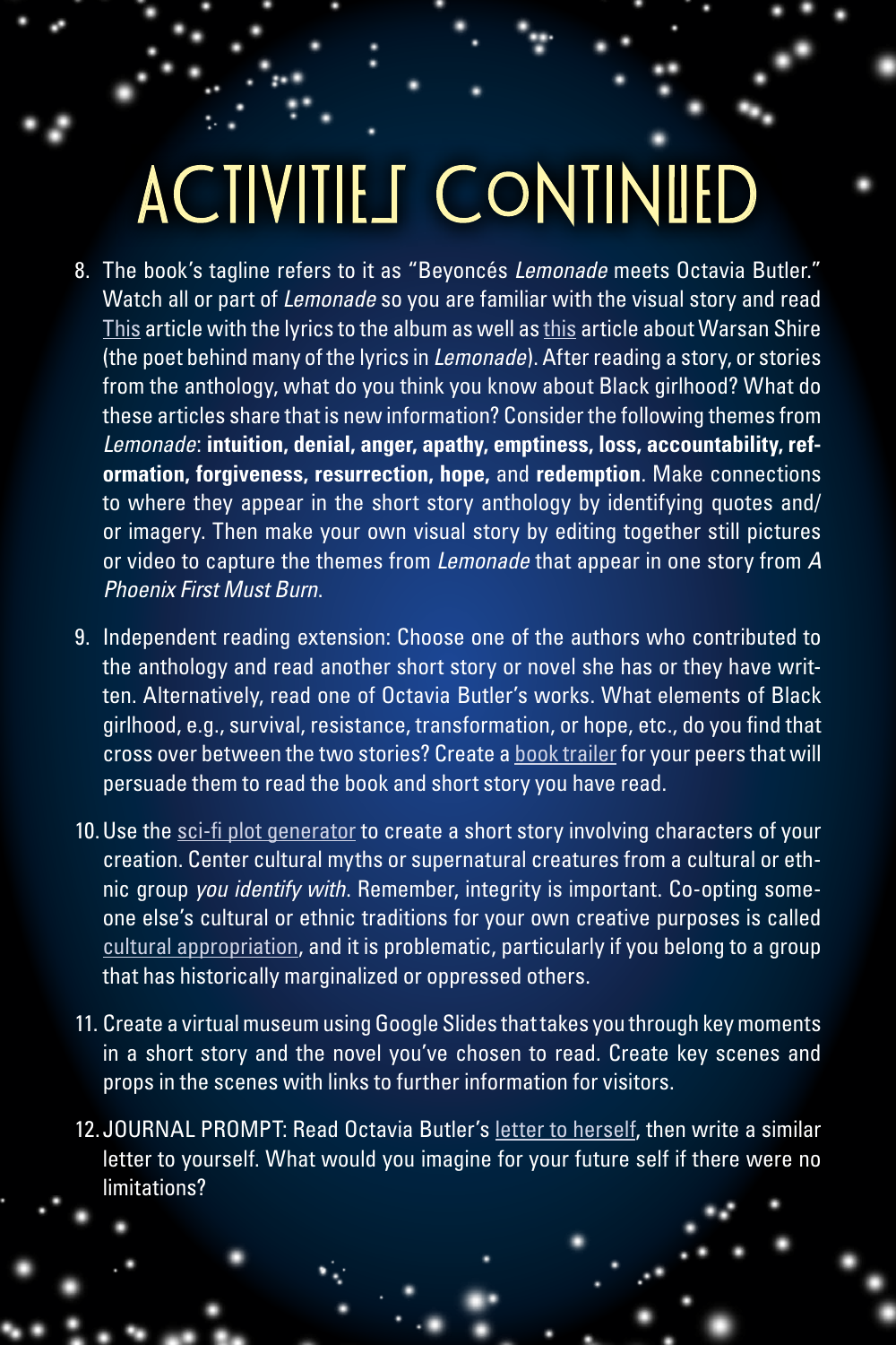# ACTIVITIES CONTINUED

8. The book's tagline refers to it as "Beyoncés *Lemonade* meets Octavia Butler." Watch all or part of *Lemonade* so you are familiar with the visual story and read This article with the lyrics to the album as well as this article about Warsan Shire (the poet behind many of the lyrics in *Lemonade*). After reading a story, or stories from the anthology, what do you think you know about Black girlhood? What do these articles share that is new information? Consider the following themes from *Lemonade*: **intuition, denial, anger, apathy, emptiness, loss, accountability, reformation, forgiveness, resurrection, hope,** and **redemption**. Make connections to where they appear in the short story anthology by identifying quotes and/or imagery. Then make your own visual story by editing together still pictures or video to capture the themes from *Lemonade* that appear in one story from *A Phoenix First Must Burn*.

9. Independent reading extension: Choose one of the authors who contributed to the anthology and read another short story or novel she has or they have written. Alternatively, read one of Octavia Butler's works. What elements of Black girlhood, e.g., survival, resistance, transformation, or hope, etc., do you find that cross over between the two stories? Create a book trailer for your peers that will persuade them to read the book and short story you have read.

10. Use the sci-fi plot generator to create a short story involving characters of your creation. Center cultural myths or supernatural creatures from a cultural or ethnic group *you identify with*. Remember, integrity is important. Co-opting someone else's cultural or ethnic traditions for your own creative purposes is called cultural appropriation, and it is problematic, particularly if you belong to a group that has historically marginalized or oppressed others.

11. Create a virtual museum using Google Slides that takes you through key moments in a short story and the novel you've chosen to read. Create key scenes and props in the scenes with links to further information for visitors.

12. JOURNAL PROMPT: Read Octavia Butler's letter to herself, then write a similar letter to yourself. What would you imagine for your future self if there were no limitations?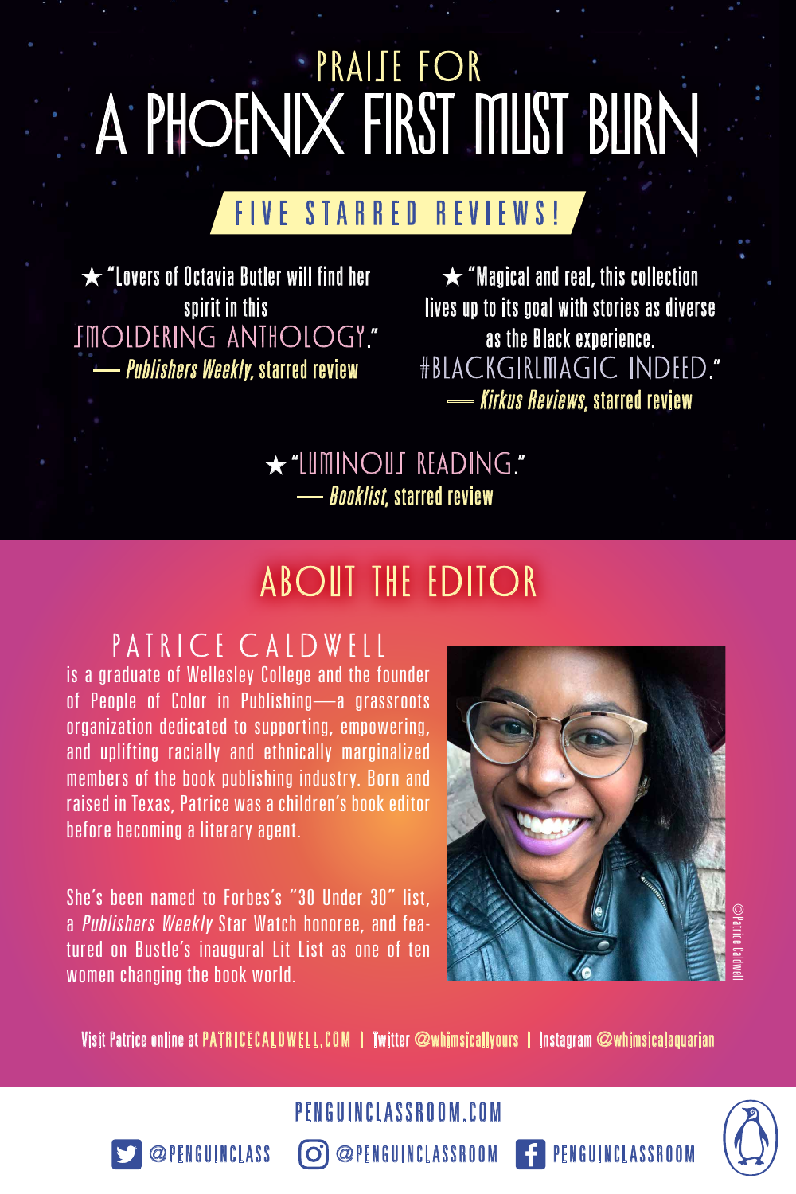# PRAISE FOR A PHOENIX FIRST MUST BURN

## FIVE STARRED REVIEWS!

★ "Lovers of Octavia Butler will find her spirit in this SMOLDERING ANTHOLOGY."
— *Publishers Weekly*, starred review

★ "Magical and real, this collection lives up to its goal with stories as diverse as the Black experience. #BLACKGIRLMAGIC INDEED."
— *Kirkus Reviews*, starred review

★ "LUMINOUS READING."
— *Booklist*, starred review

## ABOUT THE EDITOR

### PATRICE CALDWELL

is a graduate of Wellesley College and the founder of People of Color in Publishing—a grassroots organization dedicated to supporting, empowering, and uplifting racially and ethnically marginalized members of the book publishing industry. Born and raised in Texas, Patrice was a children's book editor before becoming a literary agent.

She's been named to Forbes's "30 Under 30" list, a *Publishers Weekly* Star Watch honoree, and featured on Bustle's inaugural Lit List as one of ten women changing the book world.

©Patrice Caldwell

Visit Patrice online at PATRICECALDWELL.COM | Twitter @whimsicallyours | Instagram @whimsicalaquarian

PENGUINCLASSROOM.COM

@PENGUINCLASS | @PENGUINCLASSROOM | PENGUINCLASSROOM